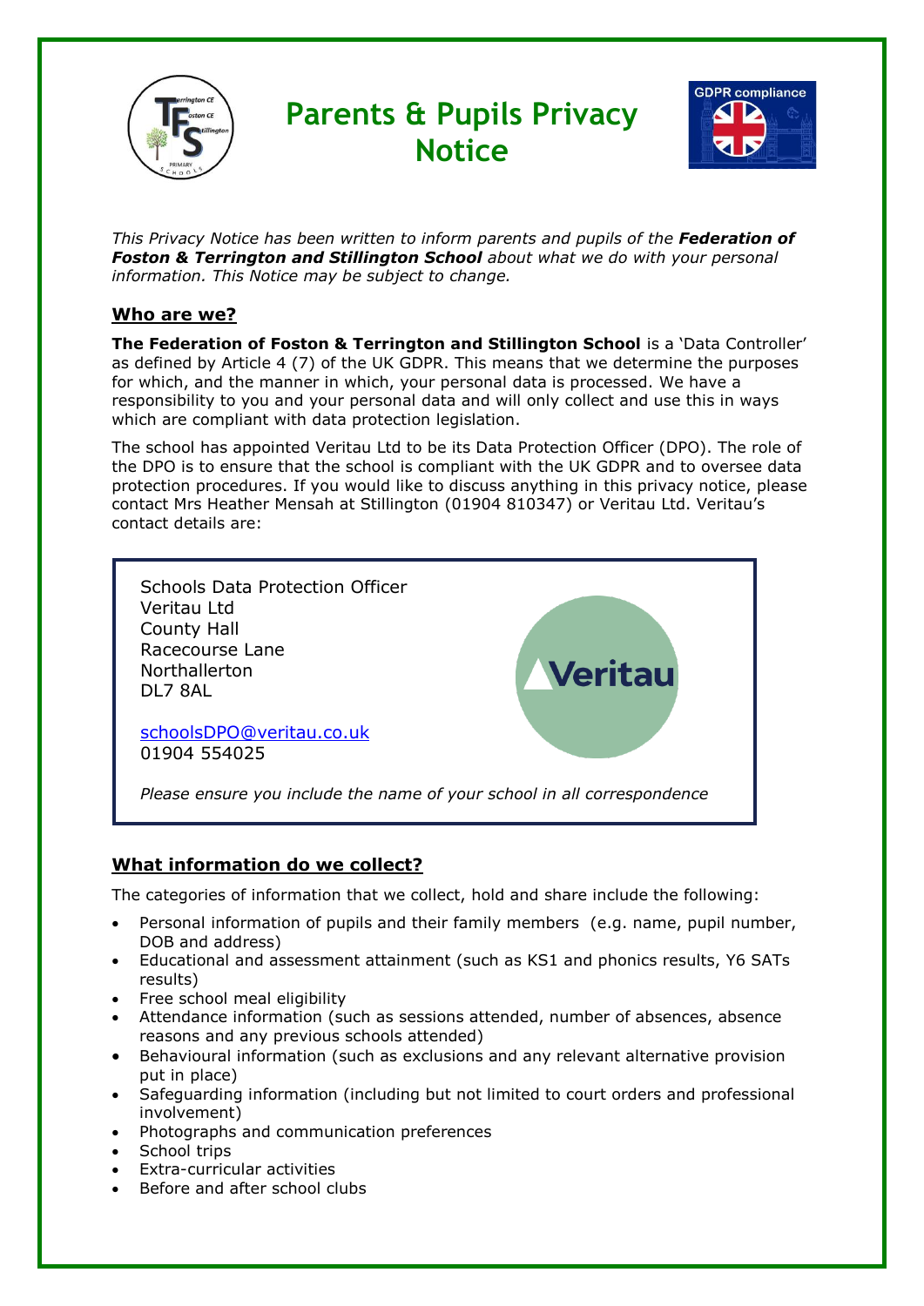# Parents & Pupils Privacy Notice

*This Privacy Notice has been written to inform parents and pupils of the **Federation of Foston & Terrington and Stillington School** about what we do with your personal information. This Notice may be subject to change.*

## Who are we?

**The Federation of Foston & Terrington and Stillington School** is a 'Data Controller' as defined by Article 4 (7) of the UK GDPR. This means that we determine the purposes for which, and the manner in which, your personal data is processed. We have a responsibility to you and your personal data and will only collect and use this in ways which are compliant with data protection legislation.

The school has appointed Veritau Ltd to be its Data Protection Officer (DPO). The role of the DPO is to ensure that the school is compliant with the UK GDPR and to oversee data protection procedures. If you would like to discuss anything in this privacy notice, please contact Mrs Heather Mensah at Stillington (01904 810347) or Veritau Ltd. Veritau's contact details are:

Schools Data Protection Officer
Veritau Ltd
County Hall
Racecourse Lane
Northallerton
DL7 8AL

schoolsDPO@veritau.co.uk
01904 554025

*Please ensure you include the name of your school in all correspondence*

## What information do we collect?

The categories of information that we collect, hold and share include the following:

- Personal information of pupils and their family members (e.g. name, pupil number, DOB and address)
- Educational and assessment attainment (such as KS1 and phonics results, Y6 SATs results)
- Free school meal eligibility
- Attendance information (such as sessions attended, number of absences, absence reasons and any previous schools attended)
- Behavioural information (such as exclusions and any relevant alternative provision put in place)
- Safeguarding information (including but not limited to court orders and professional involvement)
- Photographs and communication preferences
- School trips
- Extra-curricular activities
- Before and after school clubs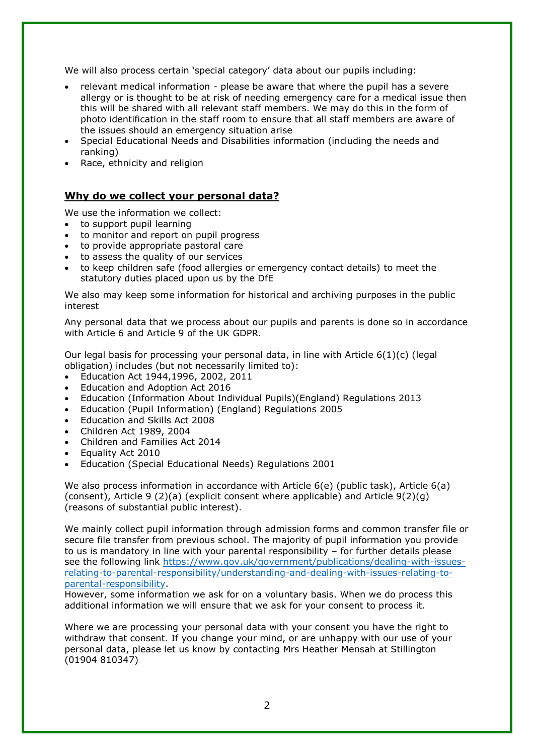We will also process certain 'special category' data about our pupils including:

- relevant medical information - please be aware that where the pupil has a severe allergy or is thought to be at risk of needing emergency care for a medical issue then this will be shared with all relevant staff members. We may do this in the form of photo identification in the staff room to ensure that all staff members are aware of the issues should an emergency situation arise
- Special Educational Needs and Disabilities information (including the needs and ranking)
- Race, ethnicity and religion

## Why do we collect your personal data?

We use the information we collect:

- to support pupil learning
- to monitor and report on pupil progress
- to provide appropriate pastoral care
- to assess the quality of our services
- to keep children safe (food allergies or emergency contact details) to meet the statutory duties placed upon us by the DfE

We also may keep some information for historical and archiving purposes in the public interest

Any personal data that we process about our pupils and parents is done so in accordance with Article 6 and Article 9 of the UK GDPR.

Our legal basis for processing your personal data, in line with Article 6(1)(c) (legal obligation) includes (but not necessarily limited to):

- Education Act 1944,1996, 2002, 2011
- Education and Adoption Act 2016
- Education (Information About Individual Pupils)(England) Regulations 2013
- Education (Pupil Information) (England) Regulations 2005
- Education and Skills Act 2008
- Children Act 1989, 2004
- Children and Families Act 2014
- Equality Act 2010
- Education (Special Educational Needs) Regulations 2001

We also process information in accordance with Article 6(e) (public task), Article 6(a) (consent), Article 9 (2)(a) (explicit consent where applicable) and Article 9(2)(g) (reasons of substantial public interest).

We mainly collect pupil information through admission forms and common transfer file or secure file transfer from previous school. The majority of pupil information you provide to us is mandatory in line with your parental responsibility – for further details please see the following link [https://www.gov.uk/government/publications/dealing-with-issues-relating-to-parental-responsibility/understanding-and-dealing-with-issues-relating-to-parental-responsibility](https://www.gov.uk/government/publications/dealing-with-issues-relating-to-parental-responsibility/understanding-and-dealing-with-issues-relating-to-parental-responsibility).
However, some information we ask for on a voluntary basis. When we do process this additional information we will ensure that we ask for your consent to process it.

Where we are processing your personal data with your consent you have the right to withdraw that consent. If you change your mind, or are unhappy with our use of your personal data, please let us know by contacting Mrs Heather Mensah at Stillington (01904 810347)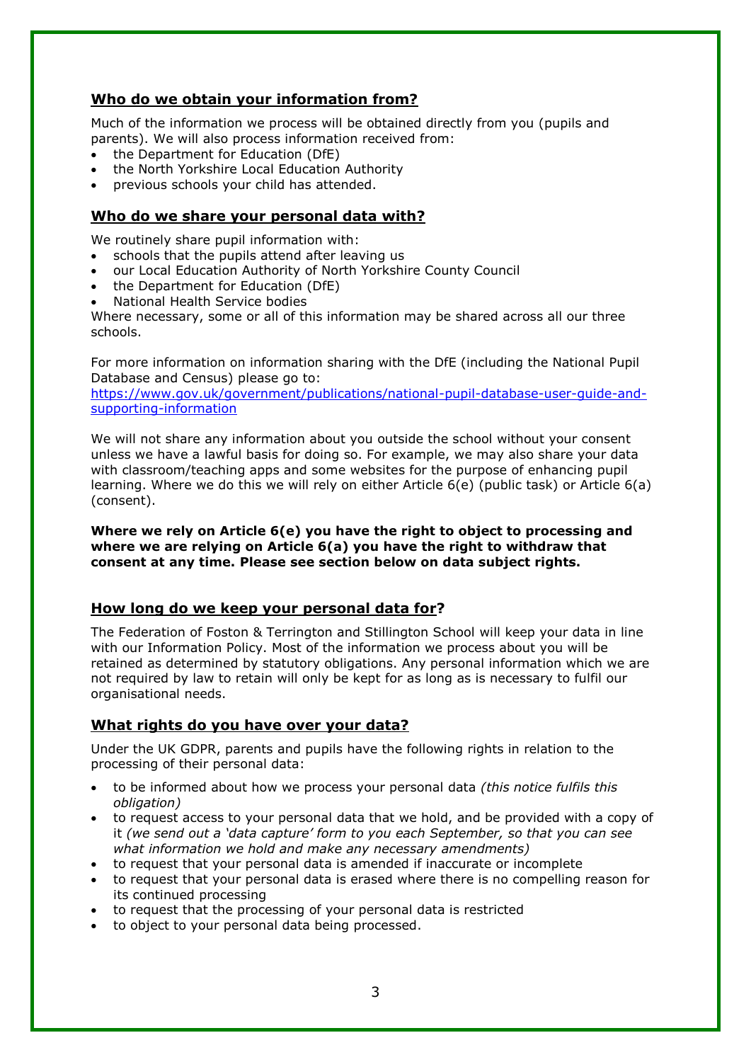## Who do we obtain your information from?

Much of the information we process will be obtained directly from you (pupils and parents). We will also process information received from:

- the Department for Education (DfE)
- the North Yorkshire Local Education Authority
- previous schools your child has attended.

## Who do we share your personal data with?

We routinely share pupil information with:

- schools that the pupils attend after leaving us
- our Local Education Authority of North Yorkshire County Council
- the Department for Education (DfE)
- National Health Service bodies

Where necessary, some or all of this information may be shared across all our three schools.

For more information on information sharing with the DfE (including the National Pupil Database and Census) please go to:
[https://www.gov.uk/government/publications/national-pupil-database-user-guide-and-supporting-information](https://www.gov.uk/government/publications/national-pupil-database-user-guide-and-supporting-information)

We will not share any information about you outside the school without your consent unless we have a lawful basis for doing so. For example, we may also share your data with classroom/teaching apps and some websites for the purpose of enhancing pupil learning. Where we do this we will rely on either Article 6(e) (public task) or Article 6(a) (consent).

**Where we rely on Article 6(e) you have the right to object to processing and where we are relying on Article 6(a) you have the right to withdraw that consent at any time. Please see section below on data subject rights.**

## How long do we keep your personal data for?

The Federation of Foston & Terrington and Stillington School will keep your data in line with our Information Policy. Most of the information we process about you will be retained as determined by statutory obligations. Any personal information which we are not required by law to retain will only be kept for as long as is necessary to fulfil our organisational needs.

## What rights do you have over your data?

Under the UK GDPR, parents and pupils have the following rights in relation to the processing of their personal data:

- to be informed about how we process your personal data *(this notice fulfils this obligation)*
- to request access to your personal data that we hold, and be provided with a copy of it *(we send out a 'data capture' form to you each September, so that you can see what information we hold and make any necessary amendments)*
- to request that your personal data is amended if inaccurate or incomplete
- to request that your personal data is erased where there is no compelling reason for its continued processing
- to request that the processing of your personal data is restricted
- to object to your personal data being processed.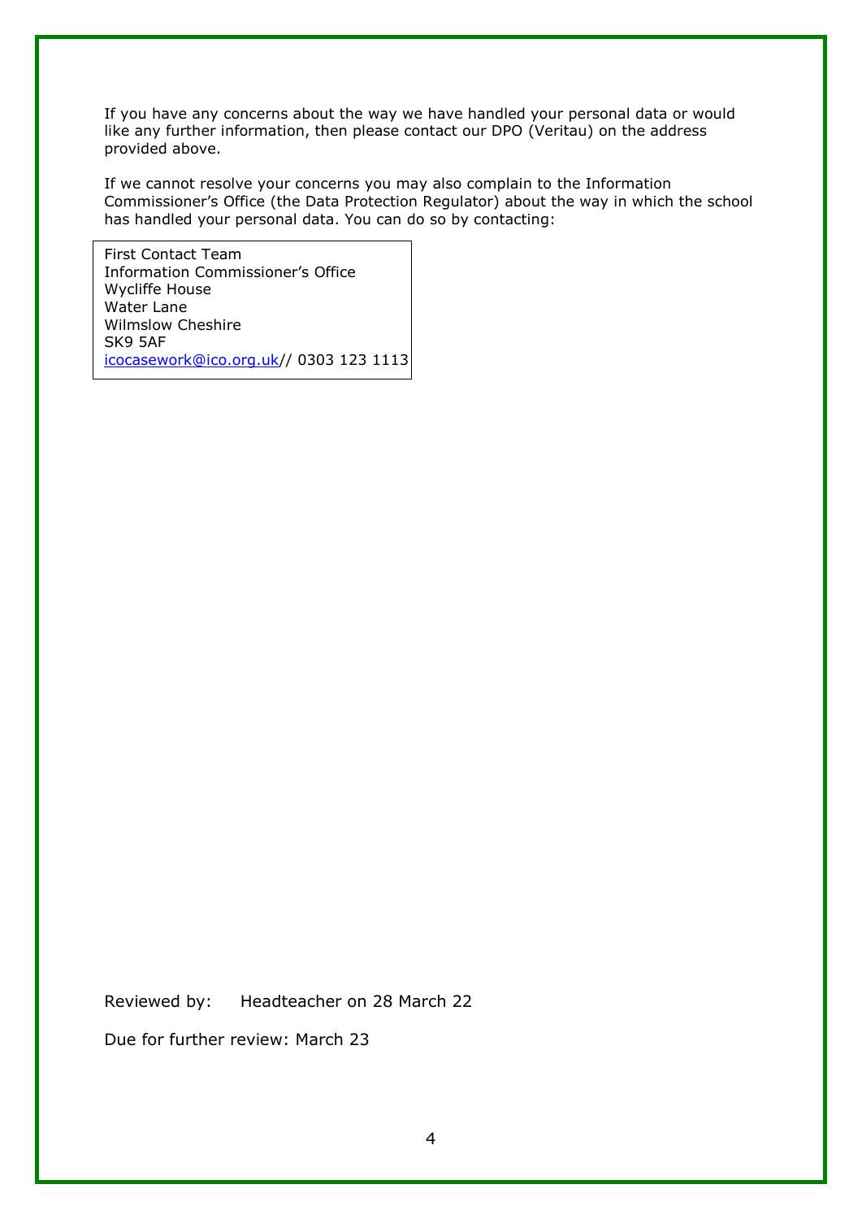If you have any concerns about the way we have handled your personal data or would like any further information, then please contact our DPO (Veritau) on the address provided above.

If we cannot resolve your concerns you may also complain to the Information Commissioner's Office (the Data Protection Regulator) about the way in which the school has handled your personal data. You can do so by contacting:

First Contact Team
Information Commissioner's Office
Wycliffe House
Water Lane
Wilmslow Cheshire
SK9 5AF
icocasework@ico.org.uk// 0303 123 1113

Reviewed by: Headteacher on 28 March 22

Due for further review: March 23